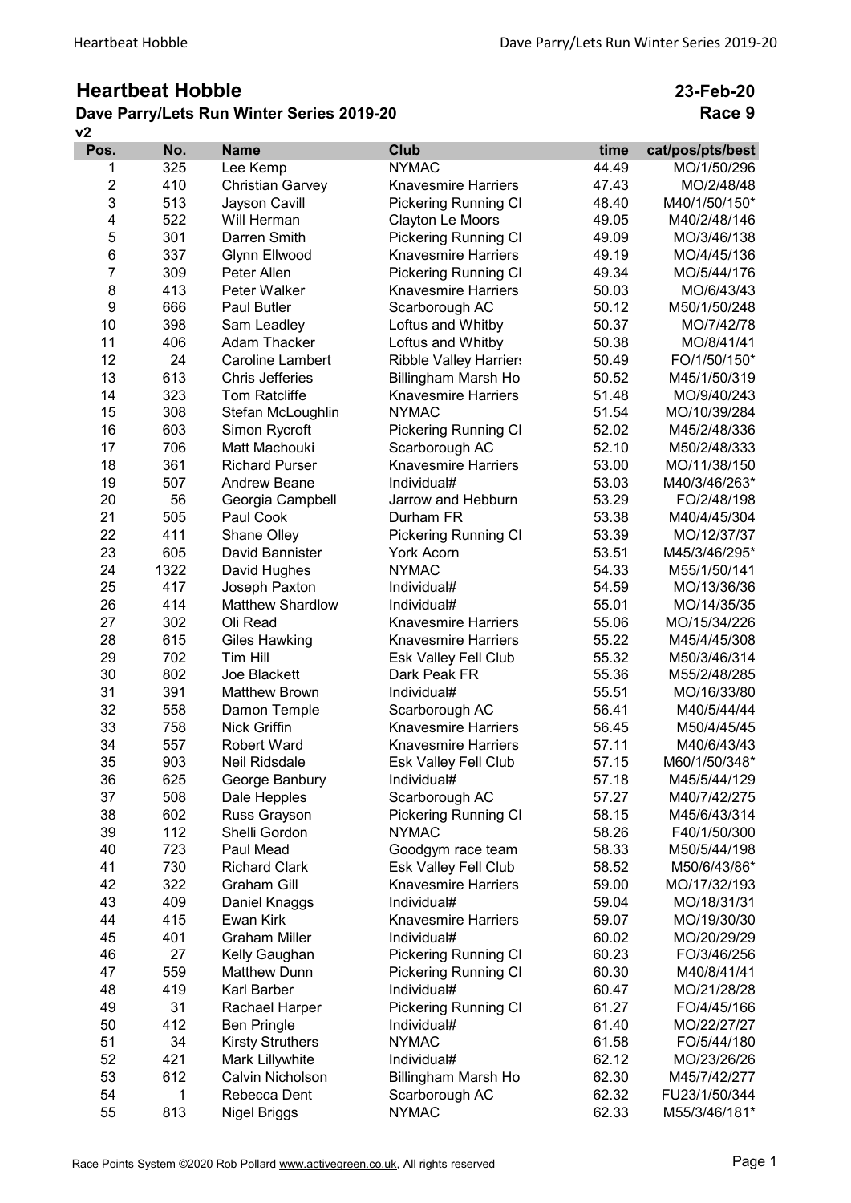# Heartbeat Hobble

**23-Feb-20**

## Dave Parry/Lets Run Winter Series 2019-20

**Race 9**

v2

| Pos. | No. | Name | Club | time | cat/pos/pts/best |
|---|---|---|---|---|---|
| 1 | 325 | Lee Kemp | NYMAC | 44.49 | MO/1/50/296 |
| 2 | 410 | Christian Garvey | Knavesmire Harriers | 47.43 | MO/2/48/48 |
| 3 | 513 | Jayson Cavill | Pickering Running Cl | 48.40 | M40/1/50/150* |
| 4 | 522 | Will Herman | Clayton Le Moors | 49.05 | M40/2/48/146 |
| 5 | 301 | Darren Smith | Pickering Running Cl | 49.09 | MO/3/46/138 |
| 6 | 337 | Glynn Ellwood | Knavesmire Harriers | 49.19 | MO/4/45/136 |
| 7 | 309 | Peter Allen | Pickering Running Cl | 49.34 | MO/5/44/176 |
| 8 | 413 | Peter Walker | Knavesmire Harriers | 50.03 | MO/6/43/43 |
| 9 | 666 | Paul Butler | Scarborough AC | 50.12 | M50/1/50/248 |
| 10 | 398 | Sam Leadley | Loftus and Whitby | 50.37 | MO/7/42/78 |
| 11 | 406 | Adam Thacker | Loftus and Whitby | 50.38 | MO/8/41/41 |
| 12 | 24 | Caroline Lambert | Ribble Valley Harriers | 50.49 | FO/1/50/150* |
| 13 | 613 | Chris Jefferies | Billingham Marsh Ho | 50.52 | M45/1/50/319 |
| 14 | 323 | Tom Ratcliffe | Knavesmire Harriers | 51.48 | MO/9/40/243 |
| 15 | 308 | Stefan McLoughlin | NYMAC | 51.54 | MO/10/39/284 |
| 16 | 603 | Simon Rycroft | Pickering Running Cl | 52.02 | M45/2/48/336 |
| 17 | 706 | Matt Machouki | Scarborough AC | 52.10 | M50/2/48/333 |
| 18 | 361 | Richard Purser | Knavesmire Harriers | 53.00 | MO/11/38/150 |
| 19 | 507 | Andrew Beane | Individual# | 53.03 | M40/3/46/263* |
| 20 | 56 | Georgia Campbell | Jarrow and Hebburn | 53.29 | FO/2/48/198 |
| 21 | 505 | Paul Cook | Durham FR | 53.38 | M40/4/45/304 |
| 22 | 411 | Shane Olley | Pickering Running Cl | 53.39 | MO/12/37/37 |
| 23 | 605 | David Bannister | York Acorn | 53.51 | M45/3/46/295* |
| 24 | 1322 | David Hughes | NYMAC | 54.33 | M55/1/50/141 |
| 25 | 417 | Joseph Paxton | Individual# | 54.59 | MO/13/36/36 |
| 26 | 414 | Matthew Shardlow | Individual# | 55.01 | MO/14/35/35 |
| 27 | 302 | Oli Read | Knavesmire Harriers | 55.06 | MO/15/34/226 |
| 28 | 615 | Giles Hawking | Knavesmire Harriers | 55.22 | M45/4/45/308 |
| 29 | 702 | Tim Hill | Esk Valley Fell Club | 55.32 | M50/3/46/314 |
| 30 | 802 | Joe Blackett | Dark Peak FR | 55.36 | M55/2/48/285 |
| 31 | 391 | Matthew Brown | Individual# | 55.51 | MO/16/33/80 |
| 32 | 558 | Damon Temple | Scarborough AC | 56.41 | M40/5/44/44 |
| 33 | 758 | Nick Griffin | Knavesmire Harriers | 56.45 | M50/4/45/45 |
| 34 | 557 | Robert Ward | Knavesmire Harriers | 57.11 | M40/6/43/43 |
| 35 | 903 | Neil Ridsdale | Esk Valley Fell Club | 57.15 | M60/1/50/348* |
| 36 | 625 | George Banbury | Individual# | 57.18 | M45/5/44/129 |
| 37 | 508 | Dale Hepples | Scarborough AC | 57.27 | M40/7/42/275 |
| 38 | 602 | Russ Grayson | Pickering Running Cl | 58.15 | M45/6/43/314 |
| 39 | 112 | Shelli Gordon | NYMAC | 58.26 | F40/1/50/300 |
| 40 | 723 | Paul Mead | Goodgym race team | 58.33 | M50/5/44/198 |
| 41 | 730 | Richard Clark | Esk Valley Fell Club | 58.52 | M50/6/43/86* |
| 42 | 322 | Graham Gill | Knavesmire Harriers | 59.00 | MO/17/32/193 |
| 43 | 409 | Daniel Knaggs | Individual# | 59.04 | MO/18/31/31 |
| 44 | 415 | Ewan Kirk | Knavesmire Harriers | 59.07 | MO/19/30/30 |
| 45 | 401 | Graham Miller | Individual# | 60.02 | MO/20/29/29 |
| 46 | 27 | Kelly Gaughan | Pickering Running Cl | 60.23 | FO/3/46/256 |
| 47 | 559 | Matthew Dunn | Pickering Running Cl | 60.30 | M40/8/41/41 |
| 48 | 419 | Karl Barber | Individual# | 60.47 | MO/21/28/28 |
| 49 | 31 | Rachael Harper | Pickering Running Cl | 61.27 | FO/4/45/166 |
| 50 | 412 | Ben Pringle | Individual# | 61.40 | MO/22/27/27 |
| 51 | 34 | Kirsty Struthers | NYMAC | 61.58 | FO/5/44/180 |
| 52 | 421 | Mark Lillywhite | Individual# | 62.12 | MO/23/26/26 |
| 53 | 612 | Calvin Nicholson | Billingham Marsh Ho | 62.30 | M45/7/42/277 |
| 54 | 1 | Rebecca Dent | Scarborough AC | 62.32 | FU23/1/50/344 |
| 55 | 813 | Nigel Briggs | NYMAC | 62.33 | M55/3/46/181* |

Race Points System ©2020 Rob Pollard www.activegreen.co.uk, All rights reserved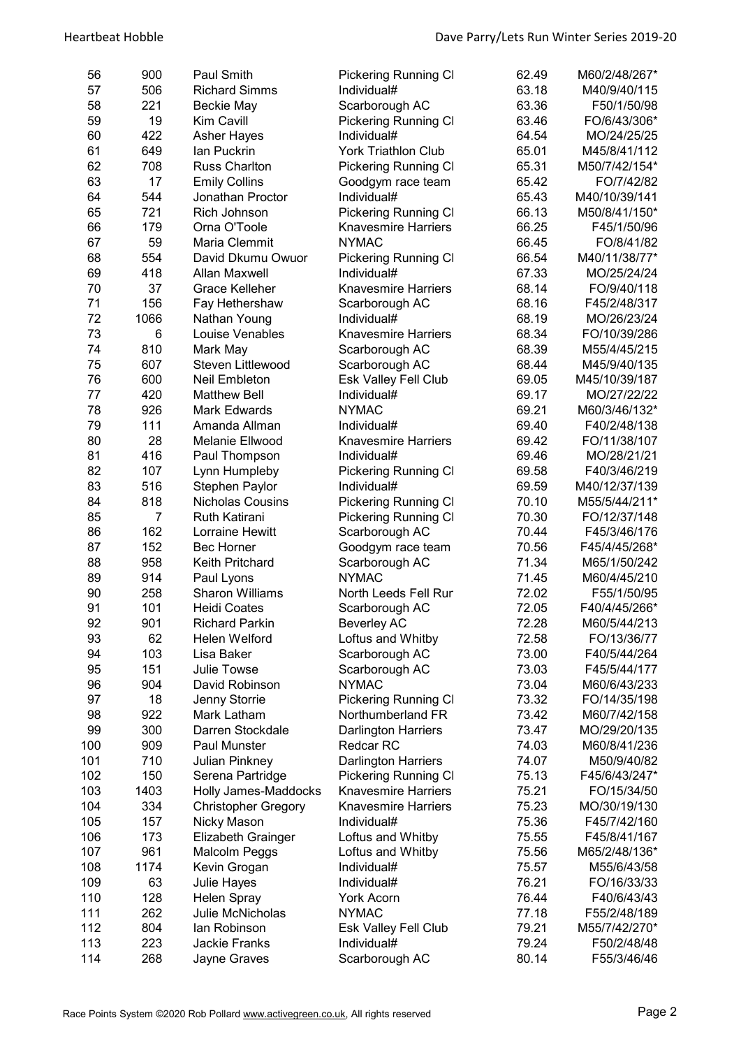| | | | | | |
|---|---|---|---|---|---|
| 56 | 900 | Paul Smith | Pickering Running Cl | 62.49 | M60/2/48/267* |
| 57 | 506 | Richard Simms | Individual# | 63.18 | M40/9/40/115 |
| 58 | 221 | Beckie May | Scarborough AC | 63.36 | F50/1/50/98 |
| 59 | 19 | Kim Cavill | Pickering Running Cl | 63.46 | FO/6/43/306* |
| 60 | 422 | Asher Hayes | Individual# | 64.54 | MO/24/25/25 |
| 61 | 649 | Ian Puckrin | York Triathlon Club | 65.01 | M45/8/41/112 |
| 62 | 708 | Russ Charlton | Pickering Running Cl | 65.31 | M50/7/42/154* |
| 63 | 17 | Emily Collins | Goodgym race team | 65.42 | FO/7/42/82 |
| 64 | 544 | Jonathan Proctor | Individual# | 65.43 | M40/10/39/141 |
| 65 | 721 | Rich Johnson | Pickering Running Cl | 66.13 | M50/8/41/150* |
| 66 | 179 | Orna O'Toole | Knavesmire Harriers | 66.25 | F45/1/50/96 |
| 67 | 59 | Maria Clemmit | NYMAC | 66.45 | FO/8/41/82 |
| 68 | 554 | David Dkumu Owuor | Pickering Running Cl | 66.54 | M40/11/38/77* |
| 69 | 418 | Allan Maxwell | Individual# | 67.33 | MO/25/24/24 |
| 70 | 37 | Grace Kelleher | Knavesmire Harriers | 68.14 | FO/9/40/118 |
| 71 | 156 | Fay Hethershaw | Scarborough AC | 68.16 | F45/2/48/317 |
| 72 | 1066 | Nathan Young | Individual# | 68.19 | MO/26/23/24 |
| 73 | 6 | Louise Venables | Knavesmire Harriers | 68.34 | FO/10/39/286 |
| 74 | 810 | Mark May | Scarborough AC | 68.39 | M55/4/45/215 |
| 75 | 607 | Steven Littlewood | Scarborough AC | 68.44 | M45/9/40/135 |
| 76 | 600 | Neil Embleton | Esk Valley Fell Club | 69.05 | M45/10/39/187 |
| 77 | 420 | Matthew Bell | Individual# | 69.17 | MO/27/22/22 |
| 78 | 926 | Mark Edwards | NYMAC | 69.21 | M60/3/46/132* |
| 79 | 111 | Amanda Allman | Individual# | 69.40 | F40/2/48/138 |
| 80 | 28 | Melanie Ellwood | Knavesmire Harriers | 69.42 | FO/11/38/107 |
| 81 | 416 | Paul Thompson | Individual# | 69.46 | MO/28/21/21 |
| 82 | 107 | Lynn Humpleby | Pickering Running Cl | 69.58 | F40/3/46/219 |
| 83 | 516 | Stephen Paylor | Individual# | 69.59 | M40/12/37/139 |
| 84 | 818 | Nicholas Cousins | Pickering Running Cl | 70.10 | M55/5/44/211* |
| 85 | 7 | Ruth Katirani | Pickering Running Cl | 70.30 | FO/12/37/148 |
| 86 | 162 | Lorraine Hewitt | Scarborough AC | 70.44 | F45/3/46/176 |
| 87 | 152 | Bec Horner | Goodgym race team | 70.56 | F45/4/45/268* |
| 88 | 958 | Keith Pritchard | Scarborough AC | 71.34 | M65/1/50/242 |
| 89 | 914 | Paul Lyons | NYMAC | 71.45 | M60/4/45/210 |
| 90 | 258 | Sharon Williams | North Leeds Fell Rur | 72.02 | F55/1/50/95 |
| 91 | 101 | Heidi Coates | Scarborough AC | 72.05 | F40/4/45/266* |
| 92 | 901 | Richard Parkin | Beverley AC | 72.28 | M60/5/44/213 |
| 93 | 62 | Helen Welford | Loftus and Whitby | 72.58 | FO/13/36/77 |
| 94 | 103 | Lisa Baker | Scarborough AC | 73.00 | F40/5/44/264 |
| 95 | 151 | Julie Towse | Scarborough AC | 73.03 | F45/5/44/177 |
| 96 | 904 | David Robinson | NYMAC | 73.04 | M60/6/43/233 |
| 97 | 18 | Jenny Storrie | Pickering Running Cl | 73.32 | FO/14/35/198 |
| 98 | 922 | Mark Latham | Northumberland FR | 73.42 | M60/7/42/158 |
| 99 | 300 | Darren Stockdale | Darlington Harriers | 73.47 | MO/29/20/135 |
| 100 | 909 | Paul Munster | Redcar RC | 74.03 | M60/8/41/236 |
| 101 | 710 | Julian Pinkney | Darlington Harriers | 74.07 | M50/9/40/82 |
| 102 | 150 | Serena Partridge | Pickering Running Cl | 75.13 | F45/6/43/247* |
| 103 | 1403 | Holly James-Maddocks | Knavesmire Harriers | 75.21 | FO/15/34/50 |
| 104 | 334 | Christopher Gregory | Knavesmire Harriers | 75.23 | MO/30/19/130 |
| 105 | 157 | Nicky Mason | Individual# | 75.36 | F45/7/42/160 |
| 106 | 173 | Elizabeth Grainger | Loftus and Whitby | 75.55 | F45/8/41/167 |
| 107 | 961 | Malcolm Peggs | Loftus and Whitby | 75.56 | M65/2/48/136* |
| 108 | 1174 | Kevin Grogan | Individual# | 75.57 | M55/6/43/58 |
| 109 | 63 | Julie Hayes | Individual# | 76.21 | FO/16/33/33 |
| 110 | 128 | Helen Spray | York Acorn | 76.44 | F40/6/43/43 |
| 111 | 262 | Julie McNicholas | NYMAC | 77.18 | F55/2/48/189 |
| 112 | 804 | Ian Robinson | Esk Valley Fell Club | 79.21 | M55/7/42/270* |
| 113 | 223 | Jackie Franks | Individual# | 79.24 | F50/2/48/48 |
| 114 | 268 | Jayne Graves | Scarborough AC | 80.14 | F55/3/46/46 |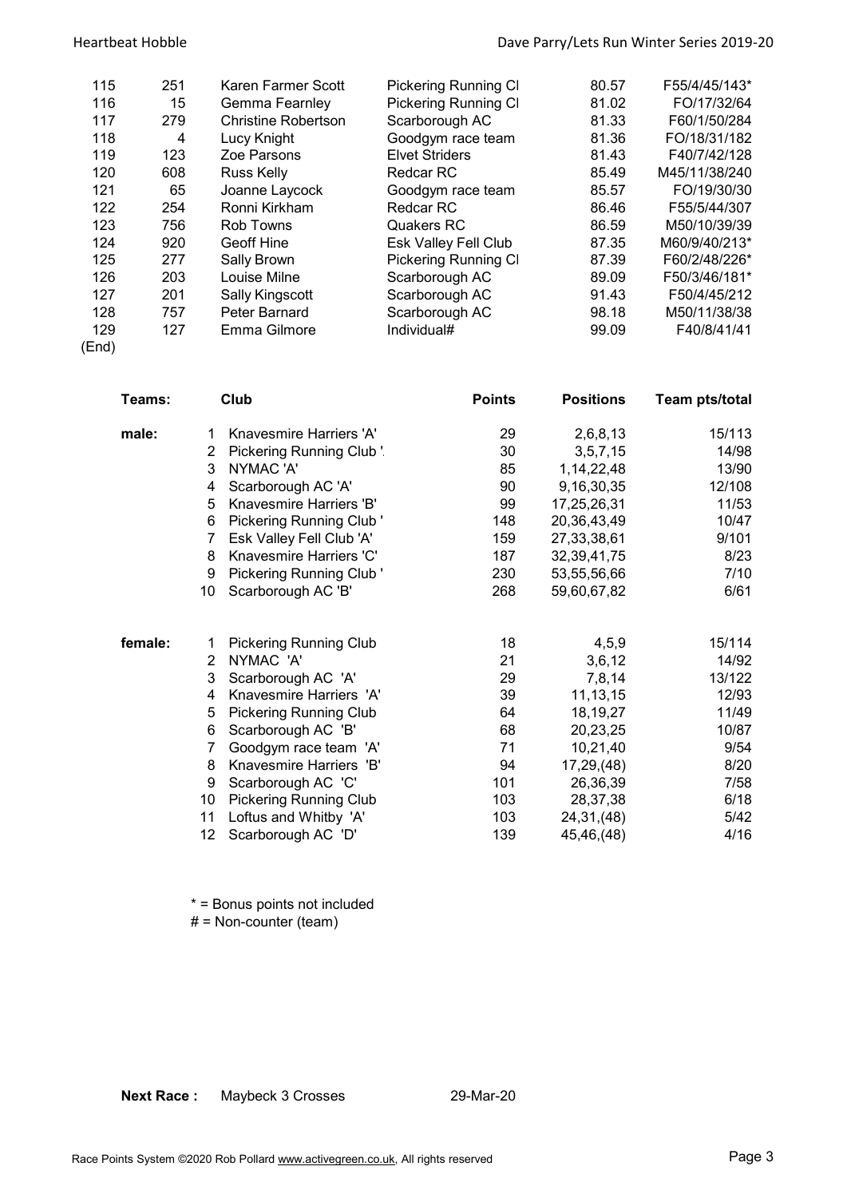| | | | | | |
|---|---|---|---|---|---|
| 115 | 251 | Karen Farmer Scott | Pickering Running Cl | 80.57 | F55/4/45/143* |
| 116 | 15 | Gemma Fearnley | Pickering Running Cl | 81.02 | FO/17/32/64 |
| 117 | 279 | Christine Robertson | Scarborough AC | 81.33 | F60/1/50/284 |
| 118 | 4 | Lucy Knight | Goodgym race team | 81.36 | FO/18/31/182 |
| 119 | 123 | Zoe Parsons | Elvet Striders | 81.43 | F40/7/42/128 |
| 120 | 608 | Russ Kelly | Redcar RC | 85.49 | M45/11/38/240 |
| 121 | 65 | Joanne Laycock | Goodgym race team | 85.57 | FO/19/30/30 |
| 122 | 254 | Ronni Kirkham | Redcar RC | 86.46 | F55/5/44/307 |
| 123 | 756 | Rob Towns | Quakers RC | 86.59 | M50/10/39/39 |
| 124 | 920 | Geoff Hine | Esk Valley Fell Club | 87.35 | M60/9/40/213* |
| 125 | 277 | Sally Brown | Pickering Running Cl | 87.39 | F60/2/48/226* |
| 126 | 203 | Louise Milne | Scarborough AC | 89.09 | F50/3/46/181* |
| 127 | 201 | Sally Kingscott | Scarborough AC | 91.43 | F50/4/45/212 |
| 128 | 757 | Peter Barnard | Scarborough AC | 98.18 | M50/11/38/38 |
| 129 | 127 | Emma Gilmore | Individual# | 99.09 | F40/8/41/41 |

(End)

| Teams: | | Club | Points | Positions | Team pts/total |
|---|---|---|---|---|---|
| male: | 1 | Knavesmire Harriers 'A' | 29 | 2,6,8,13 | 15/113 |
| | 2 | Pickering Running Club ' | 30 | 3,5,7,15 | 14/98 |
| | 3 | NYMAC 'A' | 85 | 1,14,22,48 | 13/90 |
| | 4 | Scarborough AC 'A' | 90 | 9,16,30,35 | 12/108 |
| | 5 | Knavesmire Harriers 'B' | 99 | 17,25,26,31 | 11/53 |
| | 6 | Pickering Running Club ' | 148 | 20,36,43,49 | 10/47 |
| | 7 | Esk Valley Fell Club 'A' | 159 | 27,33,38,61 | 9/101 |
| | 8 | Knavesmire Harriers 'C' | 187 | 32,39,41,75 | 8/23 |
| | 9 | Pickering Running Club ' | 230 | 53,55,56,66 | 7/10 |
| | 10 | Scarborough AC 'B' | 268 | 59,60,67,82 | 6/61 |
| female: | 1 | Pickering Running Club | 18 | 4,5,9 | 15/114 |
| | 2 | NYMAC 'A' | 21 | 3,6,12 | 14/92 |
| | 3 | Scarborough AC 'A' | 29 | 7,8,14 | 13/122 |
| | 4 | Knavesmire Harriers 'A' | 39 | 11,13,15 | 12/93 |
| | 5 | Pickering Running Club | 64 | 18,19,27 | 11/49 |
| | 6 | Scarborough AC 'B' | 68 | 20,23,25 | 10/87 |
| | 7 | Goodgym race team 'A' | 71 | 10,21,40 | 9/54 |
| | 8 | Knavesmire Harriers 'B' | 94 | 17,29,(48) | 8/20 |
| | 9 | Scarborough AC 'C' | 101 | 26,36,39 | 7/58 |
| | 10 | Pickering Running Club | 103 | 28,37,38 | 6/18 |
| | 11 | Loftus and Whitby 'A' | 103 | 24,31,(48) | 5/42 |
| | 12 | Scarborough AC 'D' | 139 | 45,46,(48) | 4/16 |

* = Bonus points not included
# = Non-counter (team)

**Next Race :** Maybeck 3 Crosses 29-Mar-20

Race Points System ©2020 Rob Pollard www.activegreen.co.uk, All rights reserved